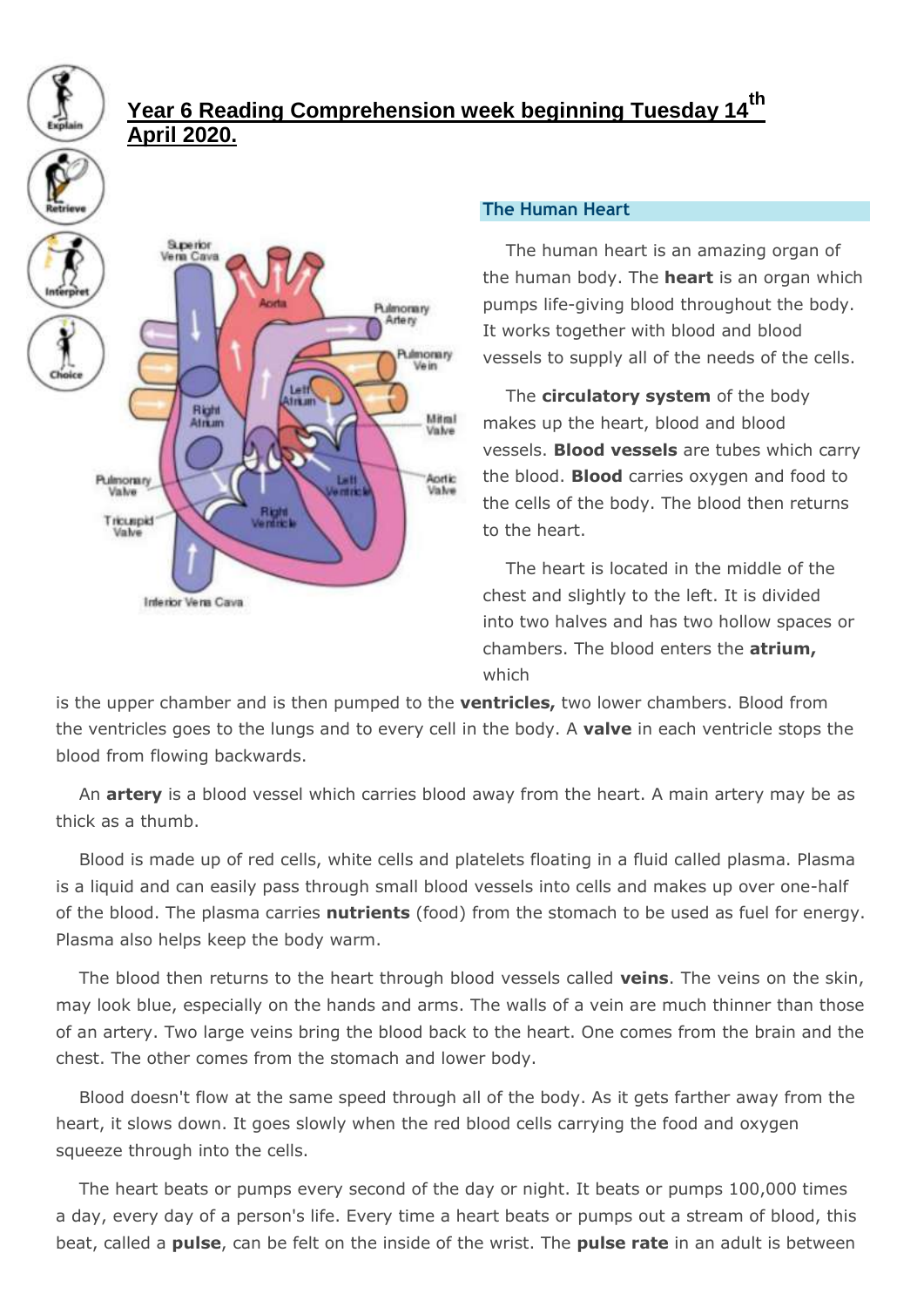# Year 6 Reading Comprehension week beginning Tuesday 14th April 2020.

## The Human Heart

The human heart is an amazing organ of the human body. The **heart** is an organ which pumps life-giving blood throughout the body. It works together with blood and blood vessels to supply all of the needs of the cells.

The **circulatory system** of the body makes up the heart, blood and blood vessels. **Blood vessels** are tubes which carry the blood. **Blood** carries oxygen and food to the cells of the body. The blood then returns to the heart.

The heart is located in the middle of the chest and slightly to the left. It is divided into two halves and has two hollow spaces or chambers. The blood enters the **atrium,** which is the upper chamber and is then pumped to the **ventricles,** two lower chambers. Blood from the ventricles goes to the lungs and to every cell in the body. A **valve** in each ventricle stops the blood from flowing backwards.

An **artery** is a blood vessel which carries blood away from the heart. A main artery may be as thick as a thumb.

Blood is made up of red cells, white cells and platelets floating in a fluid called plasma. Plasma is a liquid and can easily pass through small blood vessels into cells and makes up over one-half of the blood. The plasma carries **nutrients** (food) from the stomach to be used as fuel for energy. Plasma also helps keep the body warm.

The blood then returns to the heart through blood vessels called **veins**. The veins on the skin, may look blue, especially on the hands and arms. The walls of a vein are much thinner than those of an artery. Two large veins bring the blood back to the heart. One comes from the brain and the chest. The other comes from the stomach and lower body.

Blood doesn't flow at the same speed through all of the body. As it gets farther away from the heart, it slows down. It goes slowly when the red blood cells carrying the food and oxygen squeeze through into the cells.

The heart beats or pumps every second of the day or night. It beats or pumps 100,000 times a day, every day of a person's life. Every time a heart beats or pumps out a stream of blood, this beat, called a **pulse**, can be felt on the inside of the wrist. The **pulse rate** in an adult is between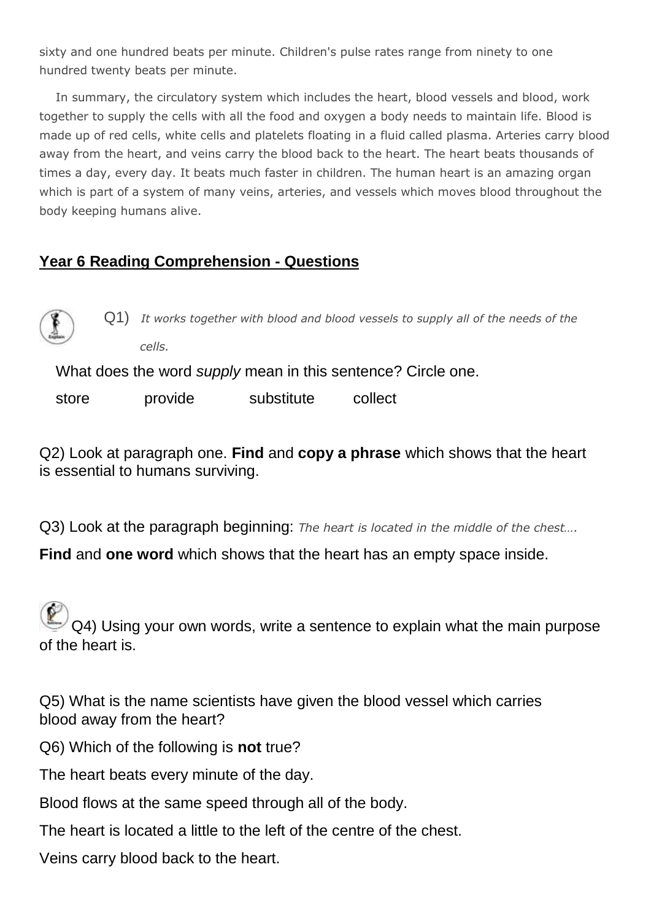sixty and one hundred beats per minute. Children's pulse rates range from ninety to one hundred twenty beats per minute.

In summary, the circulatory system which includes the heart, blood vessels and blood, work together to supply the cells with all the food and oxygen a body needs to maintain life. Blood is made up of red cells, white cells and platelets floating in a fluid called plasma. Arteries carry blood away from the heart, and veins carry the blood back to the heart. The heart beats thousands of times a day, every day. It beats much faster in children. The human heart is an amazing organ which is part of a system of many veins, arteries, and vessels which moves blood throughout the body keeping humans alive.

## Year 6 Reading Comprehension - Questions

Q1) *It works together with blood and blood vessels to supply all of the needs of the cells.*

What does the word *supply* mean in this sentence? Circle one.

store provide substitute collect

Q2) Look at paragraph one. **Find** and **copy a phrase** which shows that the heart is essential to humans surviving.

Q3) Look at the paragraph beginning: *The heart is located in the middle of the chest….*

**Find** and **one word** which shows that the heart has an empty space inside.

Q4) Using your own words, write a sentence to explain what the main purpose of the heart is.

Q5) What is the name scientists have given the blood vessel which carries blood away from the heart?

Q6) Which of the following is **not** true?

The heart beats every minute of the day.

Blood flows at the same speed through all of the body.

The heart is located a little to the left of the centre of the chest.

Veins carry blood back to the heart.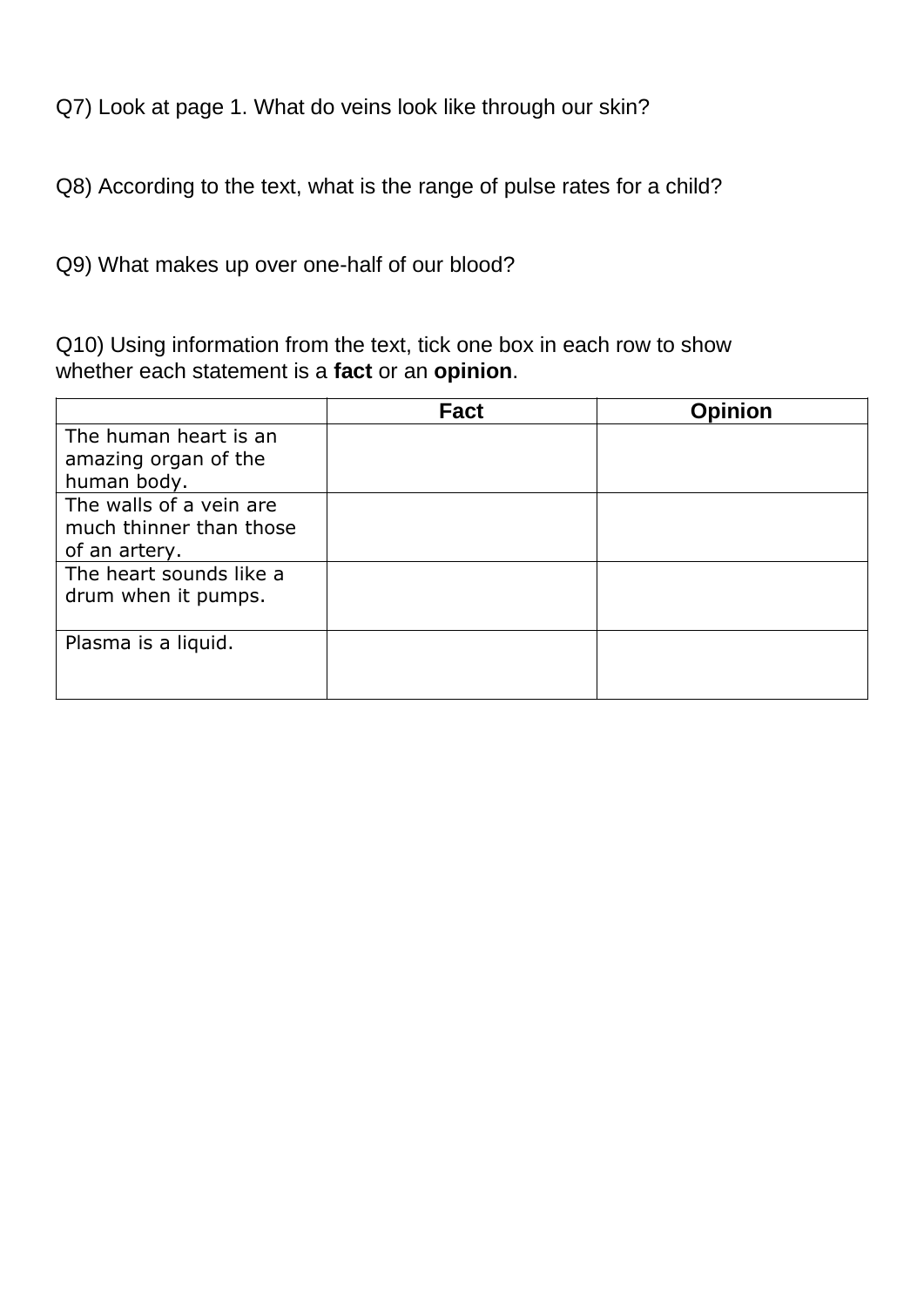Q7) Look at page 1. What do veins look like through our skin?

Q8) According to the text, what is the range of pulse rates for a child?

Q9) What makes up over one-half of our blood?

Q10) Using information from the text, tick one box in each row to show whether each statement is a **fact** or an **opinion**.

| | **Fact** | **Opinion** |
|---|---|---|
| The human heart is an amazing organ of the human body. | | |
| The walls of a vein are much thinner than those of an artery. | | |
| The heart sounds like a drum when it pumps. | | |
| Plasma is a liquid. | | |